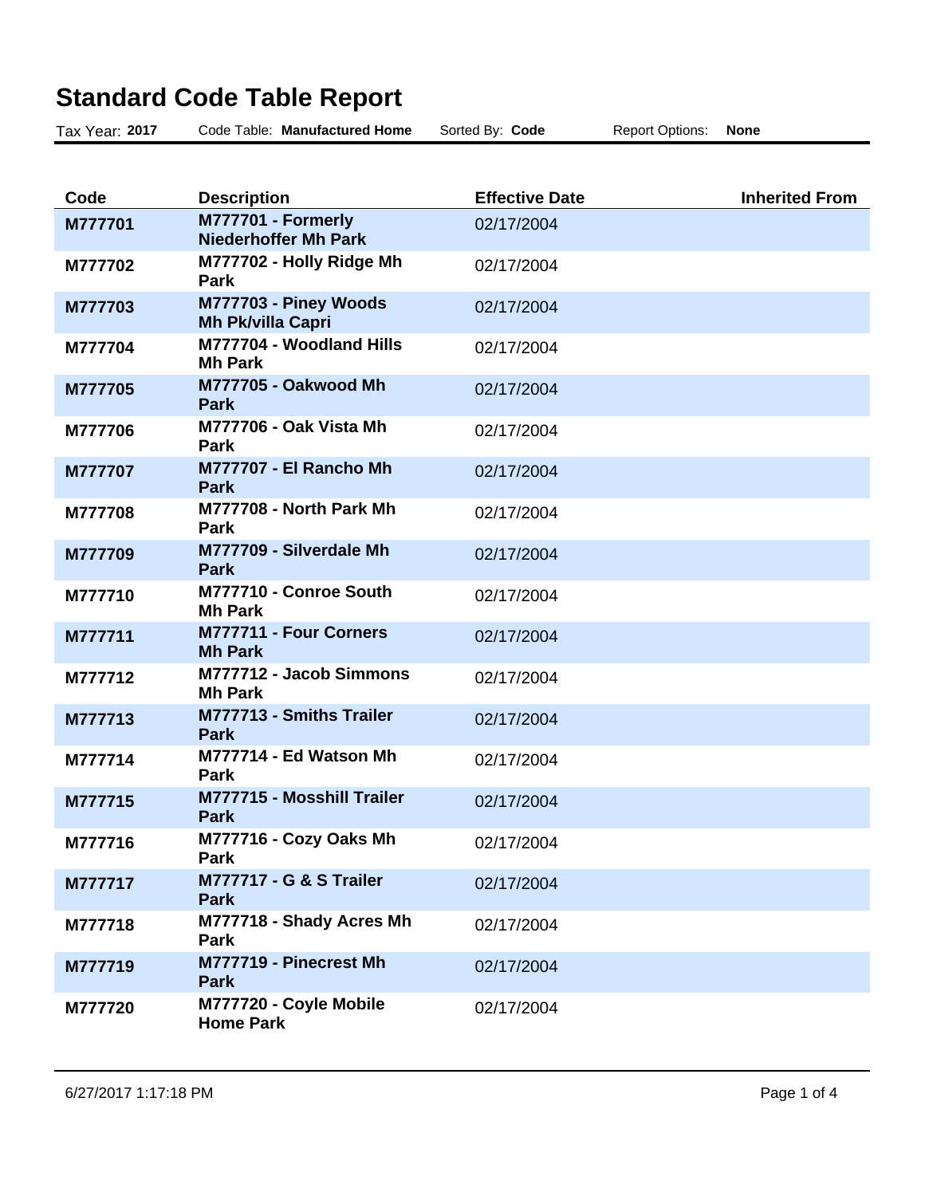# Standard Code Table Report

Tax Year: **2017** Code Table: **Manufactured Home** Sorted By: **Code** Report Options: **None**

| Code | Description | Effective Date | Inherited From |
|---|---|---|---|
| **M777701** | **M777701 - Formerly Niederhoffer Mh Park** | 02/17/2004 | |
| **M777702** | **M777702 - Holly Ridge Mh Park** | 02/17/2004 | |
| **M777703** | **M777703 - Piney Woods Mh Pk/villa Capri** | 02/17/2004 | |
| **M777704** | **M777704 - Woodland Hills Mh Park** | 02/17/2004 | |
| **M777705** | **M777705 - Oakwood Mh Park** | 02/17/2004 | |
| **M777706** | **M777706 - Oak Vista Mh Park** | 02/17/2004 | |
| **M777707** | **M777707 - El Rancho Mh Park** | 02/17/2004 | |
| **M777708** | **M777708 - North Park Mh Park** | 02/17/2004 | |
| **M777709** | **M777709 - Silverdale Mh Park** | 02/17/2004 | |
| **M777710** | **M777710 - Conroe South Mh Park** | 02/17/2004 | |
| **M777711** | **M777711 - Four Corners Mh Park** | 02/17/2004 | |
| **M777712** | **M777712 - Jacob Simmons Mh Park** | 02/17/2004 | |
| **M777713** | **M777713 - Smiths Trailer Park** | 02/17/2004 | |
| **M777714** | **M777714 - Ed Watson Mh Park** | 02/17/2004 | |
| **M777715** | **M777715 - Mosshill Trailer Park** | 02/17/2004 | |
| **M777716** | **M777716 - Cozy Oaks Mh Park** | 02/17/2004 | |
| **M777717** | **M777717 - G & S Trailer Park** | 02/17/2004 | |
| **M777718** | **M777718 - Shady Acres Mh Park** | 02/17/2004 | |
| **M777719** | **M777719 - Pinecrest Mh Park** | 02/17/2004 | |
| **M777720** | **M777720 - Coyle Mobile Home Park** | 02/17/2004 | |

6/27/2017 1:17:18 PM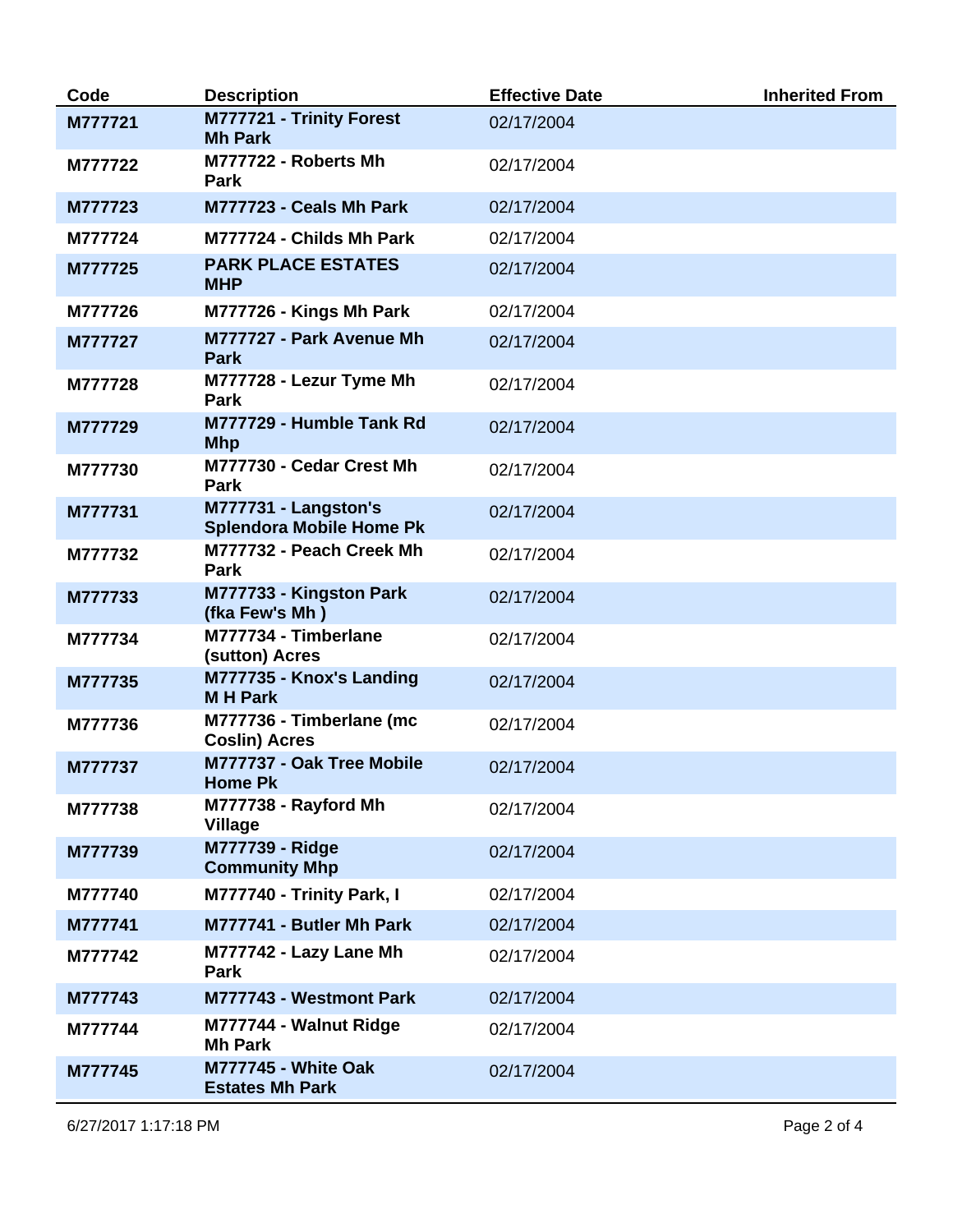| Code | Description | Effective Date | Inherited From |
| --- | --- | --- | --- |
| **M777721** | **M777721 - Trinity Forest Mh Park** | 02/17/2004 | |
| **M777722** | **M777722 - Roberts Mh Park** | 02/17/2004 | |
| **M777723** | **M777723 - Ceals Mh Park** | 02/17/2004 | |
| **M777724** | **M777724 - Childs Mh Park** | 02/17/2004 | |
| **M777725** | **PARK PLACE ESTATES MHP** | 02/17/2004 | |
| **M777726** | **M777726 - Kings Mh Park** | 02/17/2004 | |
| **M777727** | **M777727 - Park Avenue Mh Park** | 02/17/2004 | |
| **M777728** | **M777728 - Lezur Tyme Mh Park** | 02/17/2004 | |
| **M777729** | **M777729 - Humble Tank Rd Mhp** | 02/17/2004 | |
| **M777730** | **M777730 - Cedar Crest Mh Park** | 02/17/2004 | |
| **M777731** | **M777731 - Langston's Splendora Mobile Home Pk** | 02/17/2004 | |
| **M777732** | **M777732 - Peach Creek Mh Park** | 02/17/2004 | |
| **M777733** | **M777733 - Kingston Park (fka Few's Mh )** | 02/17/2004 | |
| **M777734** | **M777734 - Timberlane (sutton) Acres** | 02/17/2004 | |
| **M777735** | **M777735 - Knox's Landing M H Park** | 02/17/2004 | |
| **M777736** | **M777736 - Timberlane (mc Coslin) Acres** | 02/17/2004 | |
| **M777737** | **M777737 - Oak Tree Mobile Home Pk** | 02/17/2004 | |
| **M777738** | **M777738 - Rayford Mh Village** | 02/17/2004 | |
| **M777739** | **M777739 - Ridge Community Mhp** | 02/17/2004 | |
| **M777740** | **M777740 - Trinity Park, I** | 02/17/2004 | |
| **M777741** | **M777741 - Butler Mh Park** | 02/17/2004 | |
| **M777742** | **M777742 - Lazy Lane Mh Park** | 02/17/2004 | |
| **M777743** | **M777743 - Westmont Park** | 02/17/2004 | |
| **M777744** | **M777744 - Walnut Ridge Mh Park** | 02/17/2004 | |
| **M777745** | **M777745 - White Oak Estates Mh Park** | 02/17/2004 | |

6/27/2017 1:17:18 PM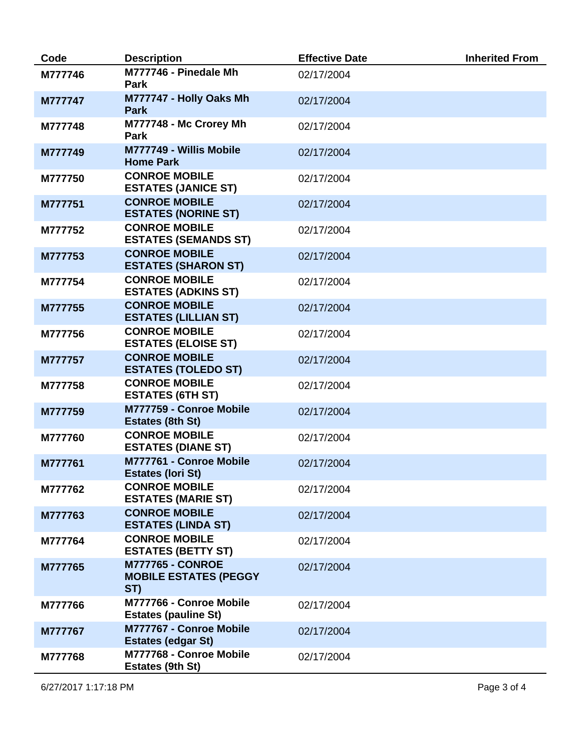| Code | Description | Effective Date | Inherited From |
|---|---|---|---|
| M777746 | M777746 - Pinedale Mh Park | 02/17/2004 | |
| M777747 | M777747 - Holly Oaks Mh Park | 02/17/2004 | |
| M777748 | M777748 - Mc Crorey Mh Park | 02/17/2004 | |
| M777749 | M777749 - Willis Mobile Home Park | 02/17/2004 | |
| M777750 | CONROE MOBILE ESTATES (JANICE ST) | 02/17/2004 | |
| M777751 | CONROE MOBILE ESTATES (NORINE ST) | 02/17/2004 | |
| M777752 | CONROE MOBILE ESTATES (SEMANDS ST) | 02/17/2004 | |
| M777753 | CONROE MOBILE ESTATES (SHARON ST) | 02/17/2004 | |
| M777754 | CONROE MOBILE ESTATES (ADKINS ST) | 02/17/2004 | |
| M777755 | CONROE MOBILE ESTATES (LILLIAN ST) | 02/17/2004 | |
| M777756 | CONROE MOBILE ESTATES (ELOISE ST) | 02/17/2004 | |
| M777757 | CONROE MOBILE ESTATES (TOLEDO ST) | 02/17/2004 | |
| M777758 | CONROE MOBILE ESTATES (6TH ST) | 02/17/2004 | |
| M777759 | M777759 - Conroe Mobile Estates (8th St) | 02/17/2004 | |
| M777760 | CONROE MOBILE ESTATES (DIANE ST) | 02/17/2004 | |
| M777761 | M777761 - Conroe Mobile Estates (lori St) | 02/17/2004 | |
| M777762 | CONROE MOBILE ESTATES (MARIE ST) | 02/17/2004 | |
| M777763 | CONROE MOBILE ESTATES (LINDA ST) | 02/17/2004 | |
| M777764 | CONROE MOBILE ESTATES (BETTY ST) | 02/17/2004 | |
| M777765 | M777765 - CONROE MOBILE ESTATES (PEGGY ST) | 02/17/2004 | |
| M777766 | M777766 - Conroe Mobile Estates (pauline St) | 02/17/2004 | |
| M777767 | M777767 - Conroe Mobile Estates (edgar St) | 02/17/2004 | |
| M777768 | M777768 - Conroe Mobile Estates (9th St) | 02/17/2004 | |

6/27/2017 1:17:18 PM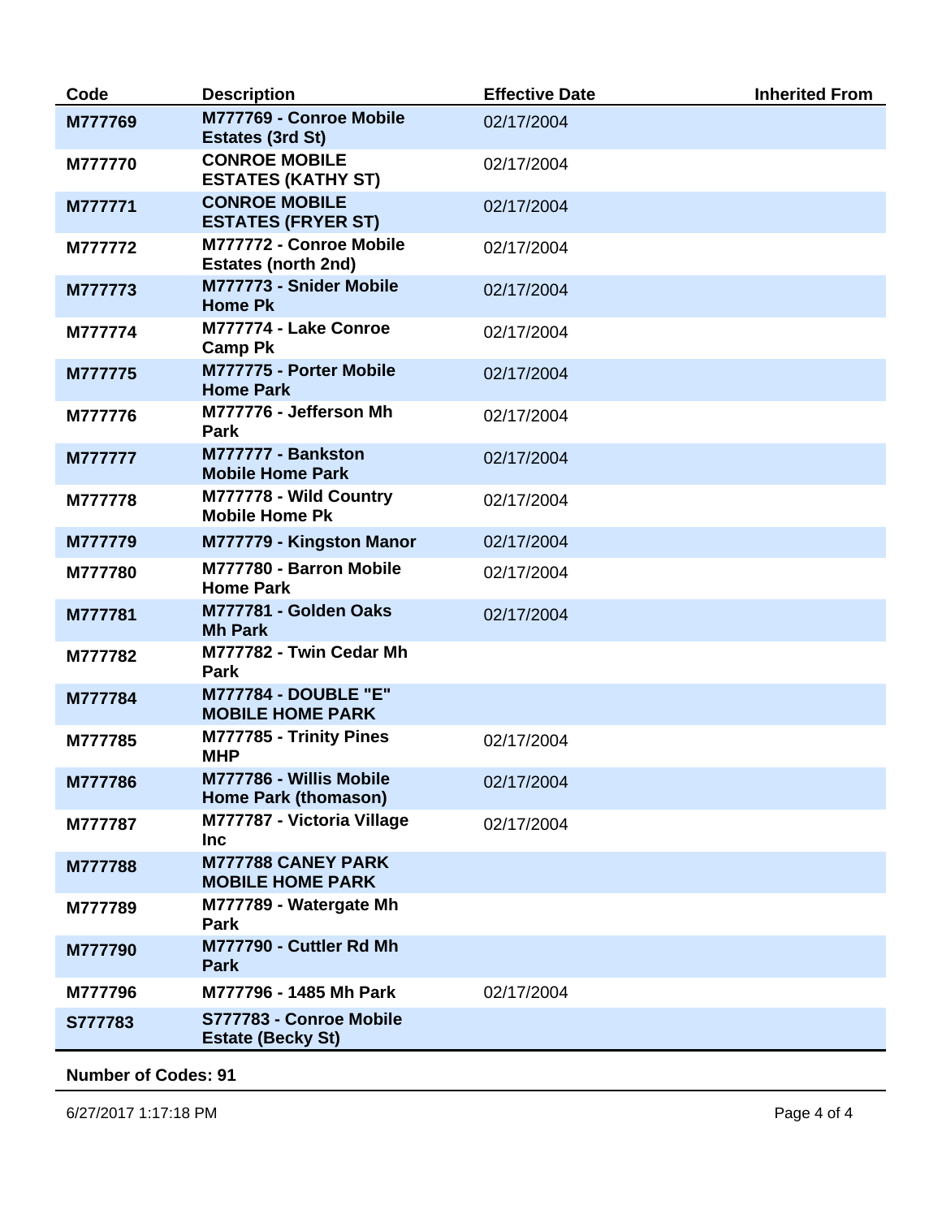| Code | Description | Effective Date | Inherited From |
|---|---|---|---|
| M777769 | M777769 - Conroe Mobile Estates (3rd St) | 02/17/2004 | |
| M777770 | CONROE MOBILE ESTATES (KATHY ST) | 02/17/2004 | |
| M777771 | CONROE MOBILE ESTATES (FRYER ST) | 02/17/2004 | |
| M777772 | M777772 - Conroe Mobile Estates (north 2nd) | 02/17/2004 | |
| M777773 | M777773 - Snider Mobile Home Pk | 02/17/2004 | |
| M777774 | M777774 - Lake Conroe Camp Pk | 02/17/2004 | |
| M777775 | M777775 - Porter Mobile Home Park | 02/17/2004 | |
| M777776 | M777776 - Jefferson Mh Park | 02/17/2004 | |
| M777777 | M777777 - Bankston Mobile Home Park | 02/17/2004 | |
| M777778 | M777778 - Wild Country Mobile Home Pk | 02/17/2004 | |
| M777779 | M777779 - Kingston Manor | 02/17/2004 | |
| M777780 | M777780 - Barron Mobile Home Park | 02/17/2004 | |
| M777781 | M777781 - Golden Oaks Mh Park | 02/17/2004 | |
| M777782 | M777782 - Twin Cedar Mh Park | | |
| M777784 | M777784 - DOUBLE "E" MOBILE HOME PARK | | |
| M777785 | M777785 - Trinity Pines MHP | 02/17/2004 | |
| M777786 | M777786 - Willis Mobile Home Park (thomason) | 02/17/2004 | |
| M777787 | M777787 - Victoria Village Inc | 02/17/2004 | |
| M777788 | M777788 CANEY PARK MOBILE HOME PARK | | |
| M777789 | M777789 - Watergate Mh Park | | |
| M777790 | M777790 - Cuttler Rd Mh Park | | |
| M777796 | M777796 - 1485 Mh Park | 02/17/2004 | |
| S777783 | S777783 - Conroe Mobile Estate (Becky St) | | |

**Number of Codes: 91**

6/27/2017 1:17:18 PM